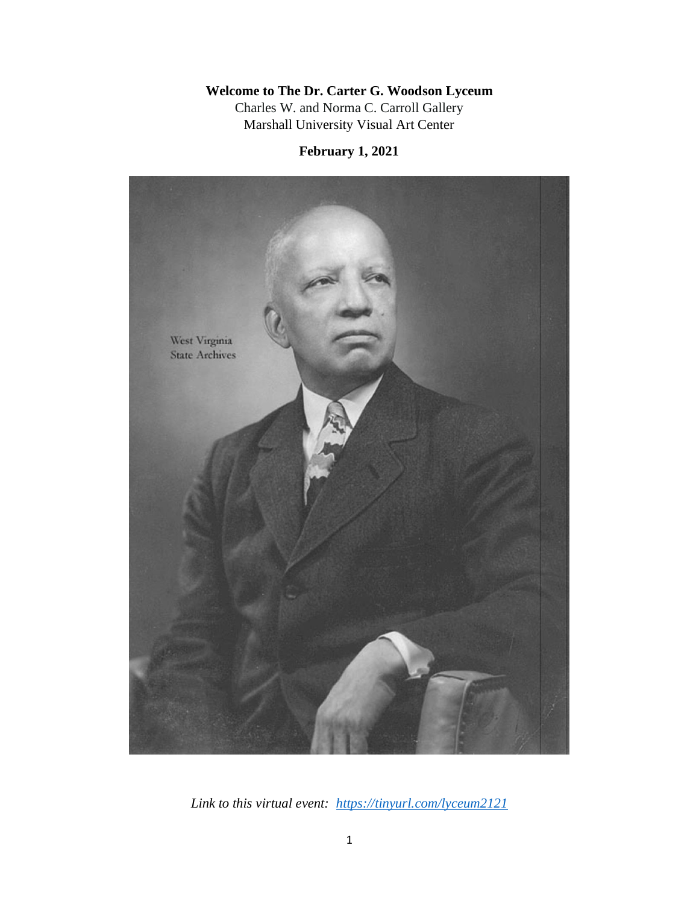**Welcome to The Dr. Carter G. Woodson Lyceum**

Charles W. and Norma C. Carroll Gallery
Marshall University Visual Art Center

**February 1, 2021**

*Link to this virtual event: [https://tinyurl.com/lyceum2121](https://tinyurl.com/lyceum2121)*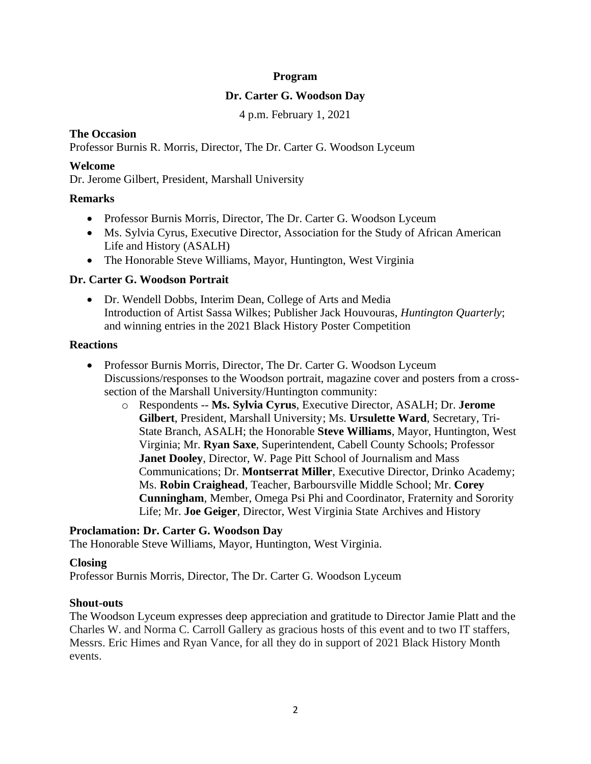**Program**

**Dr. Carter G. Woodson Day**

4 p.m. February 1, 2021

**The Occasion**

Professor Burnis R. Morris, Director, The Dr. Carter G. Woodson Lyceum

**Welcome**

Dr. Jerome Gilbert, President, Marshall University

**Remarks**

- Professor Burnis Morris, Director, The Dr. Carter G. Woodson Lyceum
- Ms. Sylvia Cyrus, Executive Director, Association for the Study of African American Life and History (ASALH)
- The Honorable Steve Williams, Mayor, Huntington, West Virginia

**Dr. Carter G. Woodson Portrait**

- Dr. Wendell Dobbs, Interim Dean, College of Arts and Media
  Introduction of Artist Sassa Wilkes; Publisher Jack Houvouras, *Huntington Quarterly*; and winning entries in the 2021 Black History Poster Competition

**Reactions**

- Professor Burnis Morris, Director, The Dr. Carter G. Woodson Lyceum
  Discussions/responses to the Woodson portrait, magazine cover and posters from a cross-section of the Marshall University/Huntington community:
    - Respondents -- **Ms. Sylvia Cyrus**, Executive Director, ASALH; Dr. **Jerome Gilbert**, President, Marshall University; Ms. **Ursulette Ward**, Secretary, Tri-State Branch, ASALH; the Honorable **Steve Williams**, Mayor, Huntington, West Virginia; Mr. **Ryan Saxe**, Superintendent, Cabell County Schools; Professor **Janet Dooley**, Director, W. Page Pitt School of Journalism and Mass Communications; Dr. **Montserrat Miller**, Executive Director, Drinko Academy; Ms. **Robin Craighead**, Teacher, Barboursville Middle School; Mr. **Corey Cunningham**, Member, Omega Psi Phi and Coordinator, Fraternity and Sorority Life; Mr. **Joe Geiger**, Director, West Virginia State Archives and History

**Proclamation: Dr. Carter G. Woodson Day**

The Honorable Steve Williams, Mayor, Huntington, West Virginia.

**Closing**

Professor Burnis Morris, Director, The Dr. Carter G. Woodson Lyceum

**Shout-outs**

The Woodson Lyceum expresses deep appreciation and gratitude to Director Jamie Platt and the Charles W. and Norma C. Carroll Gallery as gracious hosts of this event and to two IT staffers, Messrs. Eric Himes and Ryan Vance, for all they do in support of 2021 Black History Month events.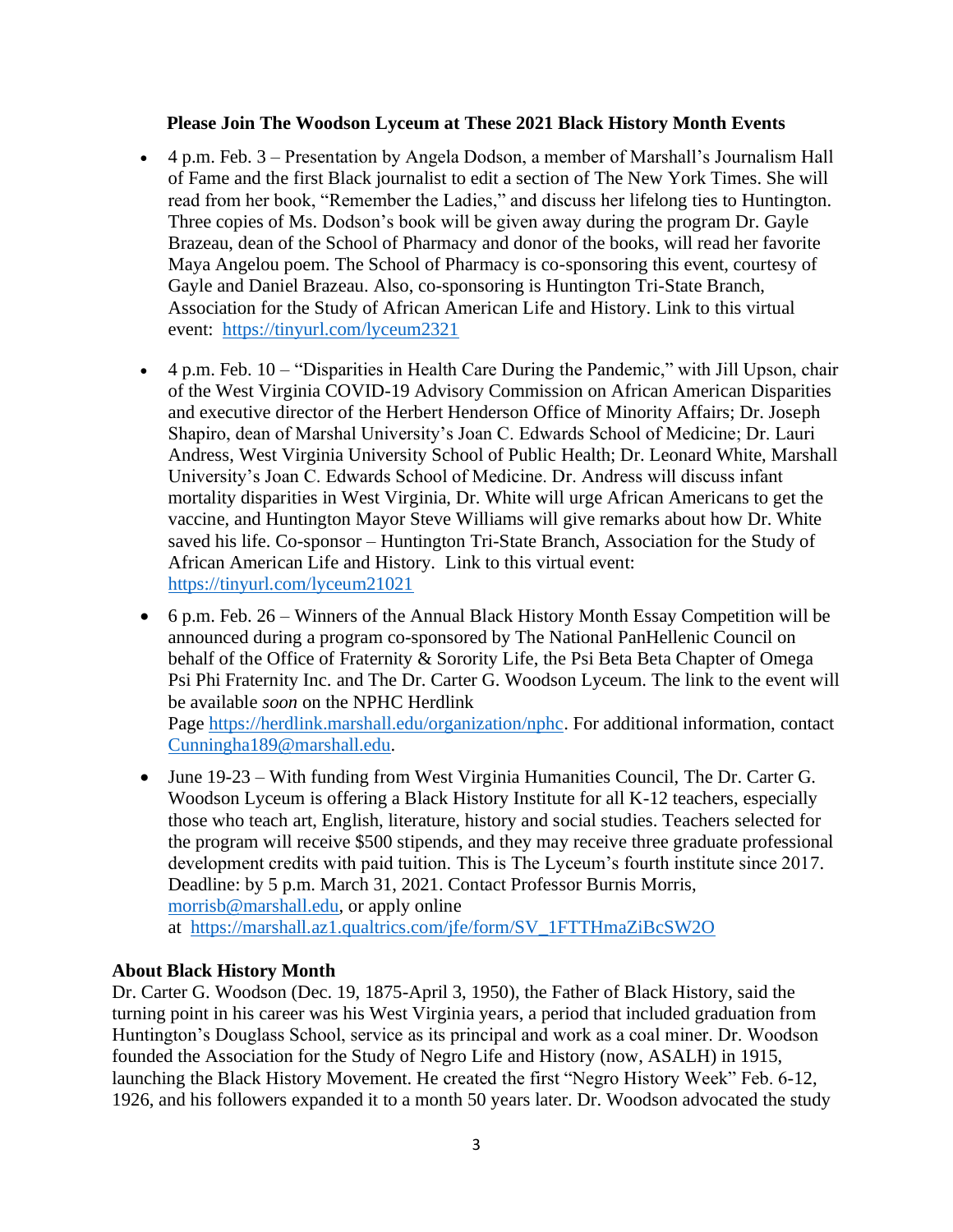**Please Join The Woodson Lyceum at These 2021 Black History Month Events**

- 4 p.m. Feb. 3 – Presentation by Angela Dodson, a member of Marshall's Journalism Hall of Fame and the first Black journalist to edit a section of The New York Times. She will read from her book, "Remember the Ladies," and discuss her lifelong ties to Huntington. Three copies of Ms. Dodson's book will be given away during the program Dr. Gayle Brazeau, dean of the School of Pharmacy and donor of the books, will read her favorite Maya Angelou poem. The School of Pharmacy is co-sponsoring this event, courtesy of Gayle and Daniel Brazeau. Also, co-sponsoring is Huntington Tri-State Branch, Association for the Study of African American Life and History. Link to this virtual event: https://tinyurl.com/lyceum2321

- 4 p.m. Feb. 10 – "Disparities in Health Care During the Pandemic," with Jill Upson, chair of the West Virginia COVID-19 Advisory Commission on African American Disparities and executive director of the Herbert Henderson Office of Minority Affairs; Dr. Joseph Shapiro, dean of Marshal University's Joan C. Edwards School of Medicine; Dr. Lauri Andress, West Virginia University School of Public Health; Dr. Leonard White, Marshall University's Joan C. Edwards School of Medicine. Dr. Andress will discuss infant mortality disparities in West Virginia, Dr. White will urge African Americans to get the vaccine, and Huntington Mayor Steve Williams will give remarks about how Dr. White saved his life. Co-sponsor – Huntington Tri-State Branch, Association for the Study of African American Life and History. Link to this virtual event: https://tinyurl.com/lyceum21021

- 6 p.m. Feb. 26 – Winners of the Annual Black History Month Essay Competition will be announced during a program co-sponsored by The National PanHellenic Council on behalf of the Office of Fraternity & Sorority Life, the Psi Beta Beta Chapter of Omega Psi Phi Fraternity Inc. and The Dr. Carter G. Woodson Lyceum. The link to the event will be available *soon* on the NPHC Herdlink Page https://herdlink.marshall.edu/organization/nphc. For additional information, contact Cunningha189@marshall.edu.

- June 19-23 – With funding from West Virginia Humanities Council, The Dr. Carter G. Woodson Lyceum is offering a Black History Institute for all K-12 teachers, especially those who teach art, English, literature, history and social studies. Teachers selected for the program will receive $500 stipends, and they may receive three graduate professional development credits with paid tuition. This is The Lyceum's fourth institute since 2017. Deadline: by 5 p.m. March 31, 2021. Contact Professor Burnis Morris, morrisb@marshall.edu, or apply online at https://marshall.az1.qualtrics.com/jfe/form/SV_1FTTHmaZiBcSW2O

**About Black History Month**

Dr. Carter G. Woodson (Dec. 19, 1875-April 3, 1950), the Father of Black History, said the turning point in his career was his West Virginia years, a period that included graduation from Huntington's Douglass School, service as its principal and work as a coal miner. Dr. Woodson founded the Association for the Study of Negro Life and History (now, ASALH) in 1915, launching the Black History Movement. He created the first "Negro History Week" Feb. 6-12, 1926, and his followers expanded it to a month 50 years later. Dr. Woodson advocated the study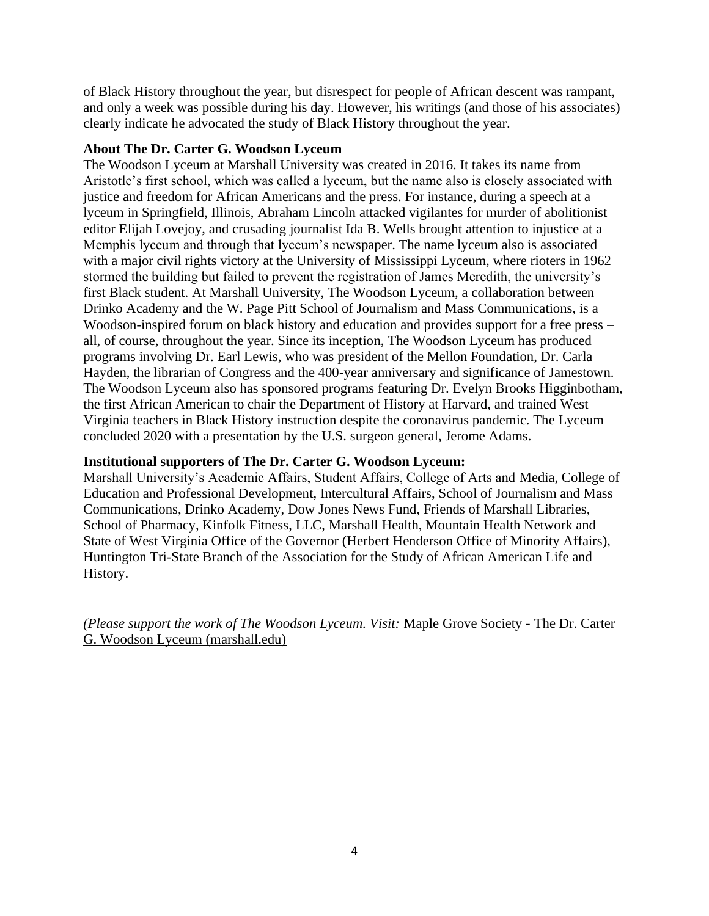of Black History throughout the year, but disrespect for people of African descent was rampant, and only a week was possible during his day. However, his writings (and those of his associates) clearly indicate he advocated the study of Black History throughout the year.

**About The Dr. Carter G. Woodson Lyceum**

The Woodson Lyceum at Marshall University was created in 2016. It takes its name from Aristotle's first school, which was called a lyceum, but the name also is closely associated with justice and freedom for African Americans and the press. For instance, during a speech at a lyceum in Springfield, Illinois, Abraham Lincoln attacked vigilantes for murder of abolitionist editor Elijah Lovejoy, and crusading journalist Ida B. Wells brought attention to injustice at a Memphis lyceum and through that lyceum's newspaper. The name lyceum also is associated with a major civil rights victory at the University of Mississippi Lyceum, where rioters in 1962 stormed the building but failed to prevent the registration of James Meredith, the university's first Black student. At Marshall University, The Woodson Lyceum, a collaboration between Drinko Academy and the W. Page Pitt School of Journalism and Mass Communications, is a Woodson-inspired forum on black history and education and provides support for a free press – all, of course, throughout the year. Since its inception, The Woodson Lyceum has produced programs involving Dr. Earl Lewis, who was president of the Mellon Foundation, Dr. Carla Hayden, the librarian of Congress and the 400-year anniversary and significance of Jamestown. The Woodson Lyceum also has sponsored programs featuring Dr. Evelyn Brooks Higginbotham, the first African American to chair the Department of History at Harvard, and trained West Virginia teachers in Black History instruction despite the coronavirus pandemic. The Lyceum concluded 2020 with a presentation by the U.S. surgeon general, Jerome Adams.

**Institutional supporters of The Dr. Carter G. Woodson Lyceum:**

Marshall University's Academic Affairs, Student Affairs, College of Arts and Media, College of Education and Professional Development, Intercultural Affairs, School of Journalism and Mass Communications, Drinko Academy, Dow Jones News Fund, Friends of Marshall Libraries, School of Pharmacy, Kinfolk Fitness, LLC, Marshall Health, Mountain Health Network and State of West Virginia Office of the Governor (Herbert Henderson Office of Minority Affairs), Huntington Tri-State Branch of the Association for the Study of African American Life and History.

*(Please support the work of The Woodson Lyceum. Visit:* Maple Grove Society - The Dr. Carter G. Woodson Lyceum (marshall.edu)